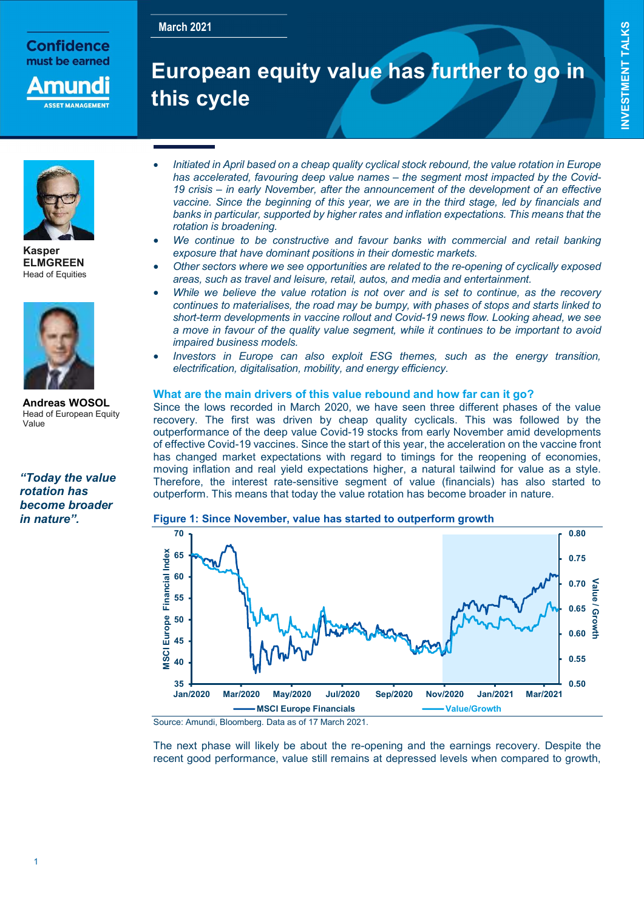March 2021

# European equity value has further to go in this cycle

**Kasper ELMGREEN**
Head of Equities

**Andreas WOSOL**
Head of European Equity Value

***"Today the value rotation has become broader in nature".***

- *Initiated in April based on a cheap quality cyclical stock rebound, the value rotation in Europe has accelerated, favouring deep value names – the segment most impacted by the Covid-19 crisis – in early November, after the announcement of the development of an effective vaccine. Since the beginning of this year, we are in the third stage, led by financials and banks in particular, supported by higher rates and inflation expectations. This means that the rotation is broadening.*
- *We continue to be constructive and favour banks with commercial and retail banking exposure that have dominant positions in their domestic markets.*
- *Other sectors where we see opportunities are related to the re-opening of cyclically exposed areas, such as travel and leisure, retail, autos, and media and entertainment.*
- *While we believe the value rotation is not over and is set to continue, as the recovery continues to materialises, the road may be bumpy, with phases of stops and starts linked to short-term developments in vaccine rollout and Covid-19 news flow. Looking ahead, we see a move in favour of the quality value segment, while it continues to be important to avoid impaired business models.*
- *Investors in Europe can also exploit ESG themes, such as the energy transition, electrification, digitalisation, mobility, and energy efficiency.*

## What are the main drivers of this value rebound and how far can it go?

Since the lows recorded in March 2020, we have seen three different phases of the value recovery. The first was driven by cheap quality cyclicals. This was followed by the outperformance of the deep value Covid-19 stocks from early November amid developments of effective Covid-19 vaccines. Since the start of this year, the acceleration on the vaccine front has changed market expectations with regard to timings for the reopening of economies, moving inflation and real yield expectations higher, a natural tailwind for value as a style. Therefore, the interest rate-sensitive segment of value (financials) has also started to outperform. This means that today the value rotation has become broader in nature.

**Figure 1: Since November, value has started to outperform growth**

Source: Amundi, Bloomberg. Data as of 17 March 2021.

The next phase will likely be about the re-opening and the earnings recovery. Despite the recent good performance, value still remains at depressed levels when compared to growth,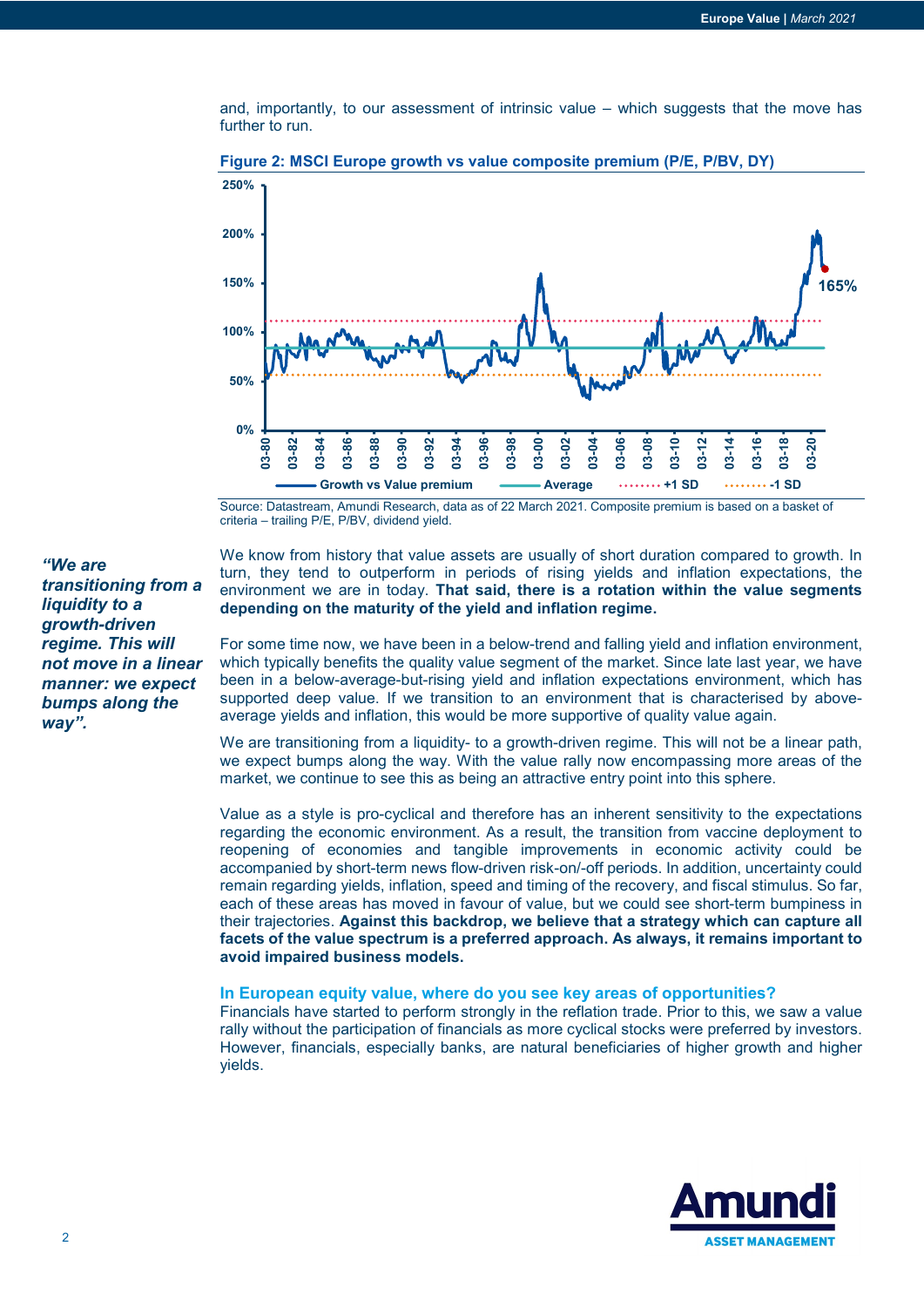and, importantly, to our assessment of intrinsic value – which suggests that the move has further to run.

**Figure 2: MSCI Europe growth vs value composite premium (P/E, P/BV, DY)**

Source: Datastream, Amundi Research, data as of 22 March 2021. Composite premium is based on a basket of criteria – trailing P/E, P/BV, dividend yield.

***"We are transitioning from a liquidity to a growth-driven regime. This will not move in a linear manner: we expect bumps along the way".***

We know from history that value assets are usually of short duration compared to growth. In turn, they tend to outperform in periods of rising yields and inflation expectations, the environment we are in today. **That said, there is a rotation within the value segments depending on the maturity of the yield and inflation regime.**

For some time now, we have been in a below-trend and falling yield and inflation environment, which typically benefits the quality value segment of the market. Since late last year, we have been in a below-average-but-rising yield and inflation expectations environment, which has supported deep value. If we transition to an environment that is characterised by above-average yields and inflation, this would be more supportive of quality value again.

We are transitioning from a liquidity- to a growth-driven regime. This will not be a linear path, we expect bumps along the way. With the value rally now encompassing more areas of the market, we continue to see this as being an attractive entry point into this sphere.

Value as a style is pro-cyclical and therefore has an inherent sensitivity to the expectations regarding the economic environment. As a result, the transition from vaccine deployment to reopening of economies and tangible improvements in economic activity could be accompanied by short-term news flow-driven risk-on/-off periods. In addition, uncertainty could remain regarding yields, inflation, speed and timing of the recovery, and fiscal stimulus. So far, each of these areas has moved in favour of value, but we could see short-term bumpiness in their trajectories. **Against this backdrop, we believe that a strategy which can capture all facets of the value spectrum is a preferred approach. As always, it remains important to avoid impaired business models.**

### In European equity value, where do you see key areas of opportunities?

Financials have started to perform strongly in the reflation trade. Prior to this, we saw a value rally without the participation of financials as more cyclical stocks were preferred by investors. However, financials, especially banks, are natural beneficiaries of higher growth and higher yields.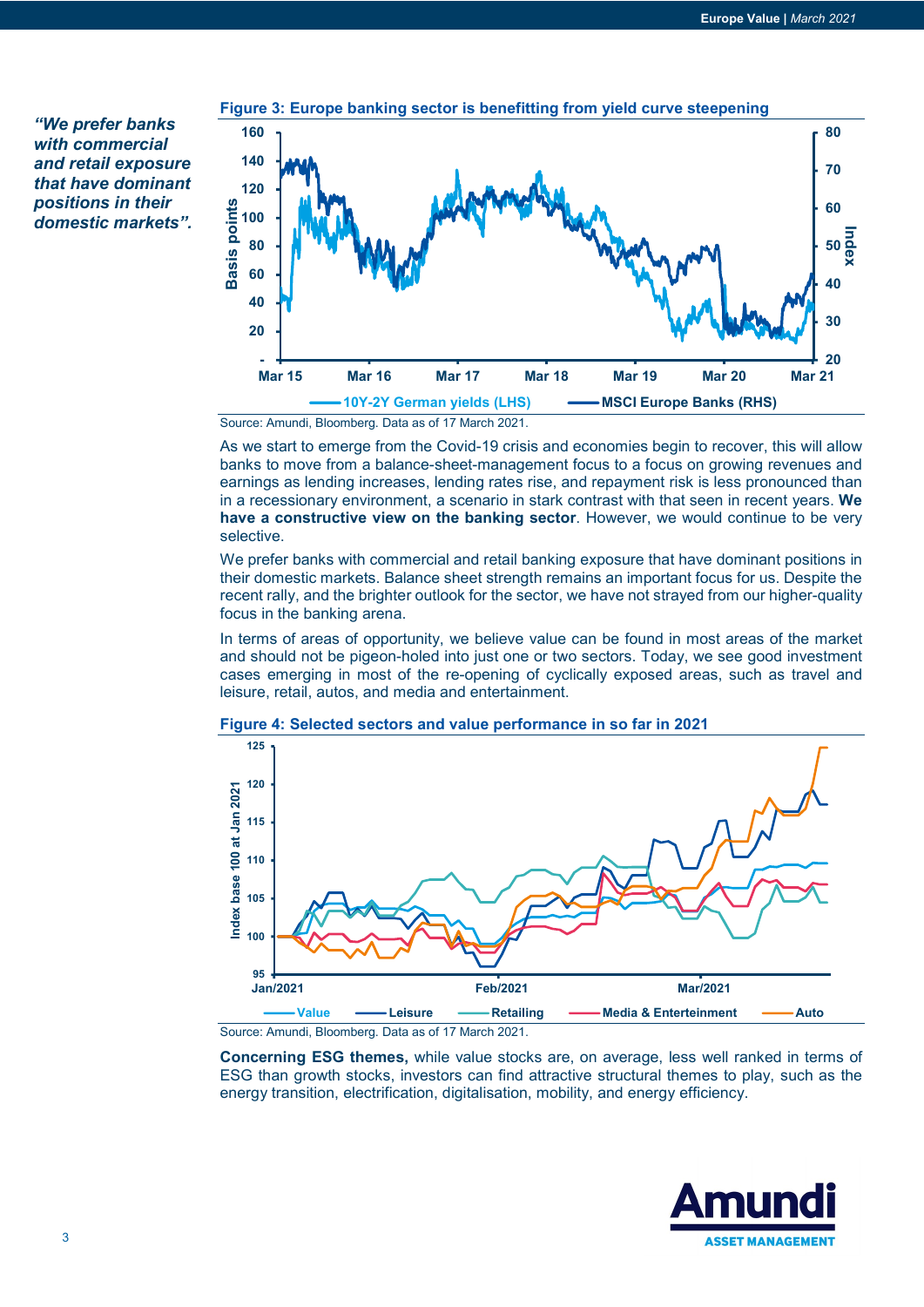*"We prefer banks with commercial and retail exposure that have dominant positions in their domestic markets".*

**Figure 3: Europe banking sector is benefitting from yield curve steepening**

Source: Amundi, Bloomberg. Data as of 17 March 2021.

As we start to emerge from the Covid-19 crisis and economies begin to recover, this will allow banks to move from a balance-sheet-management focus to a focus on growing revenues and earnings as lending increases, lending rates rise, and repayment risk is less pronounced than in a recessionary environment, a scenario in stark contrast with that seen in recent years. **We have a constructive view on the banking sector**. However, we would continue to be very selective.

We prefer banks with commercial and retail banking exposure that have dominant positions in their domestic markets. Balance sheet strength remains an important focus for us. Despite the recent rally, and the brighter outlook for the sector, we have not strayed from our higher-quality focus in the banking arena.

In terms of areas of opportunity, we believe value can be found in most areas of the market and should not be pigeon-holed into just one or two sectors. Today, we see good investment cases emerging in most of the re-opening of cyclically exposed areas, such as travel and leisure, retail, autos, and media and entertainment.

**Figure 4: Selected sectors and value performance in so far in 2021**

Source: Amundi, Bloomberg. Data as of 17 March 2021.

**Concerning ESG themes,** while value stocks are, on average, less well ranked in terms of ESG than growth stocks, investors can find attractive structural themes to play, such as the energy transition, electrification, digitalisation, mobility, and energy efficiency.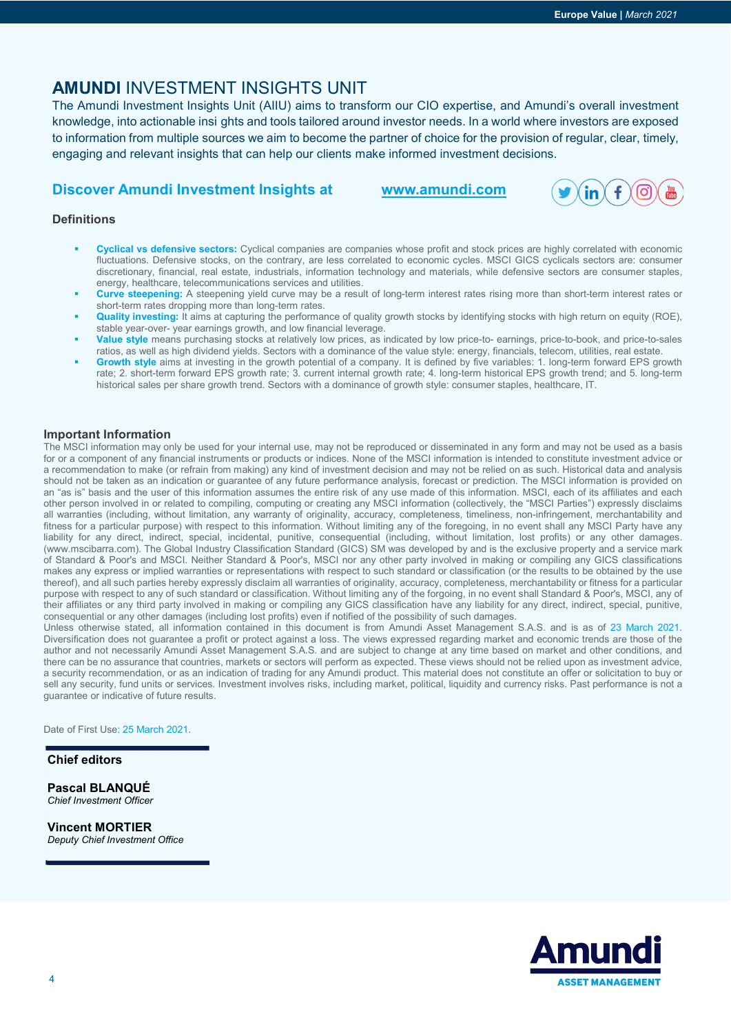# **AMUNDI** INVESTMENT INSIGHTS UNIT

The Amundi Investment Insights Unit (AIIU) aims to transform our CIO expertise, and Amundi's overall investment knowledge, into actionable insi ghts and tools tailored around investor needs. In a world where investors are exposed to information from multiple sources we aim to become the partner of choice for the provision of regular, clear, timely, engaging and relevant insights that can help our clients make informed investment decisions.

## Discover Amundi Investment Insights at www.amundi.com

### Definitions

- **Cyclical vs defensive sectors:** Cyclical companies are companies whose profit and stock prices are highly correlated with economic fluctuations. Defensive stocks, on the contrary, are less correlated to economic cycles. MSCI GICS cyclicals sectors are: consumer discretionary, financial, real estate, industrials, information technology and materials, while defensive sectors are consumer staples, energy, healthcare, telecommunications services and utilities.
- **Curve steepening:** A steepening yield curve may be a result of long-term interest rates rising more than short-term interest rates or short-term rates dropping more than long-term rates.
- **Quality investing:** It aims at capturing the performance of quality growth stocks by identifying stocks with high return on equity (ROE), stable year-over- year earnings growth, and low financial leverage.
- **Value style** means purchasing stocks at relatively low prices, as indicated by low price-to- earnings, price-to-book, and price-to-sales ratios, as well as high dividend yields. Sectors with a dominance of the value style: energy, financials, telecom, utilities, real estate.
- **Growth style** aims at investing in the growth potential of a company. It is defined by five variables: 1. long-term forward EPS growth rate; 2. short-term forward EPS growth rate; 3. current internal growth rate; 4. long-term historical EPS growth trend; and 5. long-term historical sales per share growth trend. Sectors with a dominance of growth style: consumer staples, healthcare, IT.

### Important Information

The MSCI information may only be used for your internal use, may not be reproduced or disseminated in any form and may not be used as a basis for or a component of any financial instruments or products or indices. None of the MSCI information is intended to constitute investment advice or a recommendation to make (or refrain from making) any kind of investment decision and may not be relied on as such. Historical data and analysis should not be taken as an indication or guarantee of any future performance analysis, forecast or prediction. The MSCI information is provided on an "as is" basis and the user of this information assumes the entire risk of any use made of this information. MSCI, each of its affiliates and each other person involved in or related to compiling, computing or creating any MSCI information (collectively, the "MSCI Parties") expressly disclaims all warranties (including, without limitation, any warranty of originality, accuracy, completeness, timeliness, non-infringement, merchantability and fitness for a particular purpose) with respect to this information. Without limiting any of the foregoing, in no event shall any MSCI Party have any liability for any direct, indirect, special, incidental, punitive, consequential (including, without limitation, lost profits) or any other damages. (www.mscibarra.com). The Global Industry Classification Standard (GICS) SM was developed by and is the exclusive property and a service mark of Standard & Poor's and MSCI. Neither Standard & Poor's, MSCI nor any other party involved in making or compiling any GICS classifications makes any express or implied warranties or representations with respect to such standard or classification (or the results to be obtained by the use thereof), and all such parties hereby expressly disclaim all warranties of originality, accuracy, completeness, merchantability or fitness for a particular purpose with respect to any of such standard or classification. Without limiting any of the forgoing, in no event shall Standard & Poor's, MSCI, any of their affiliates or any third party involved in making or compiling any GICS classification have any liability for any direct, indirect, special, punitive, consequential or any other damages (including lost profits) even if notified of the possibility of such damages.

Unless otherwise stated, all information contained in this document is from Amundi Asset Management S.A.S. and is as of 23 March 2021. Diversification does not guarantee a profit or protect against a loss. The views expressed regarding market and economic trends are those of the author and not necessarily Amundi Asset Management S.A.S. and are subject to change at any time based on market and other conditions, and there can be no assurance that countries, markets or sectors will perform as expected. These views should not be relied upon as investment advice, a security recommendation, or as an indication of trading for any Amundi product. This material does not constitute an offer or solicitation to buy or sell any security, fund units or services. Investment involves risks, including market, political, liquidity and currency risks. Past performance is not a guarantee or indicative of future results.

Date of First Use: 25 March 2021.

**Chief editors**

**Pascal BLANQUÉ**
*Chief Investment Officer*

**Vincent MORTIER**
*Deputy Chief Investment Office*